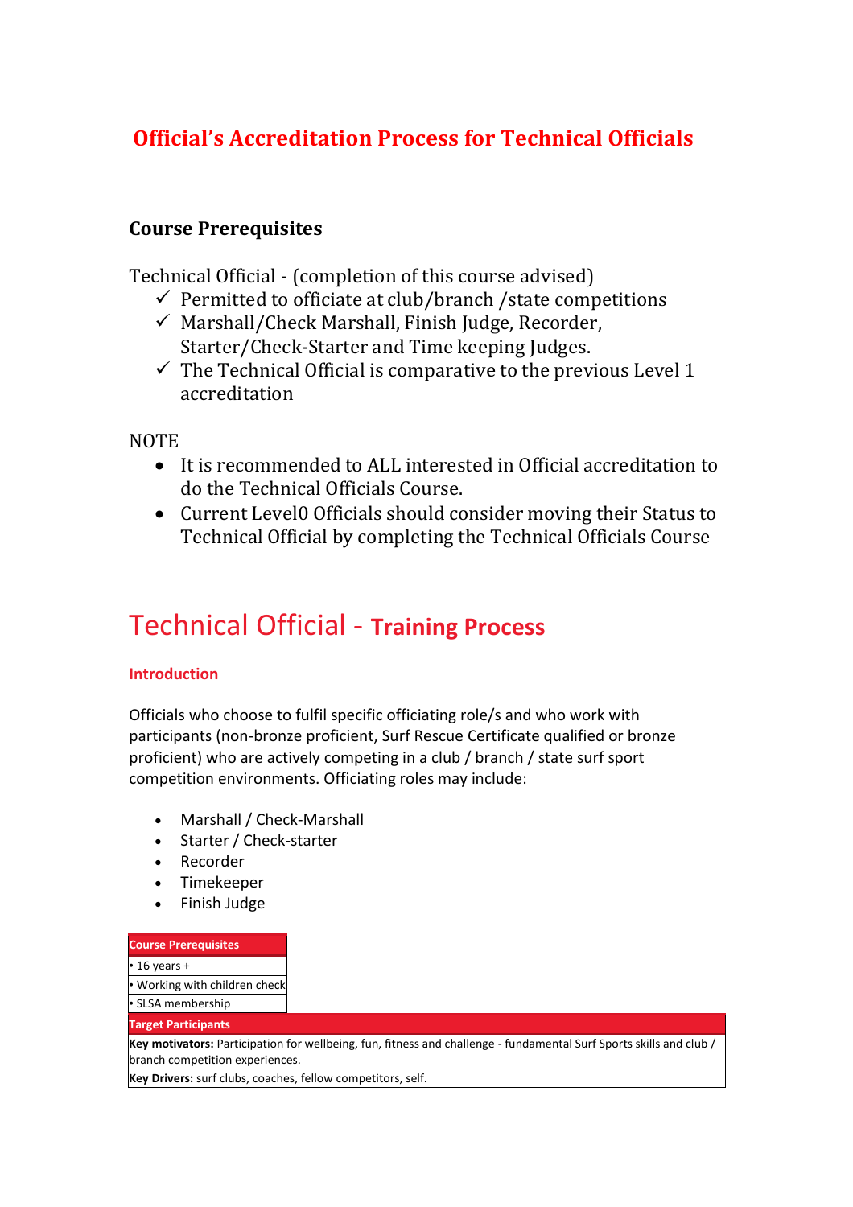# Official's Accreditation Process for Technical Officials

## Course Prerequisites

Technical Official - (completion of this course advised)

- ✓ Permitted to officiate at club/branch /state competitions
- ✓ Marshall/Check Marshall, Finish Judge, Recorder, Starter/Check-Starter and Time keeping Judges.
- ✓ The Technical Official is comparative to the previous Level 1 accreditation

NOTE

- It is recommended to ALL interested in Official accreditation to do the Technical Officials Course.
- Current Level0 Officials should consider moving their Status to Technical Official by completing the Technical Officials Course

# Technical Official - **Training Process**

### Introduction

Officials who choose to fulfil specific officiating role/s and who work with participants (non-bronze proficient, Surf Rescue Certificate qualified or bronze proficient) who are actively competing in a club / branch / state surf sport competition environments. Officiating roles may include:

- Marshall / Check-Marshall
- Starter / Check-starter
- Recorder
- Timekeeper
- Finish Judge

| Course Prerequisites |
|---|
| • 16 years + |
| • Working with children check |
| • SLSA membership |

| Target Participants |
|---|
| **Key motivators:** Participation for wellbeing, fun, fitness and challenge - fundamental Surf Sports skills and club / branch competition experiences. |
| **Key Drivers:** surf clubs, coaches, fellow competitors, self. |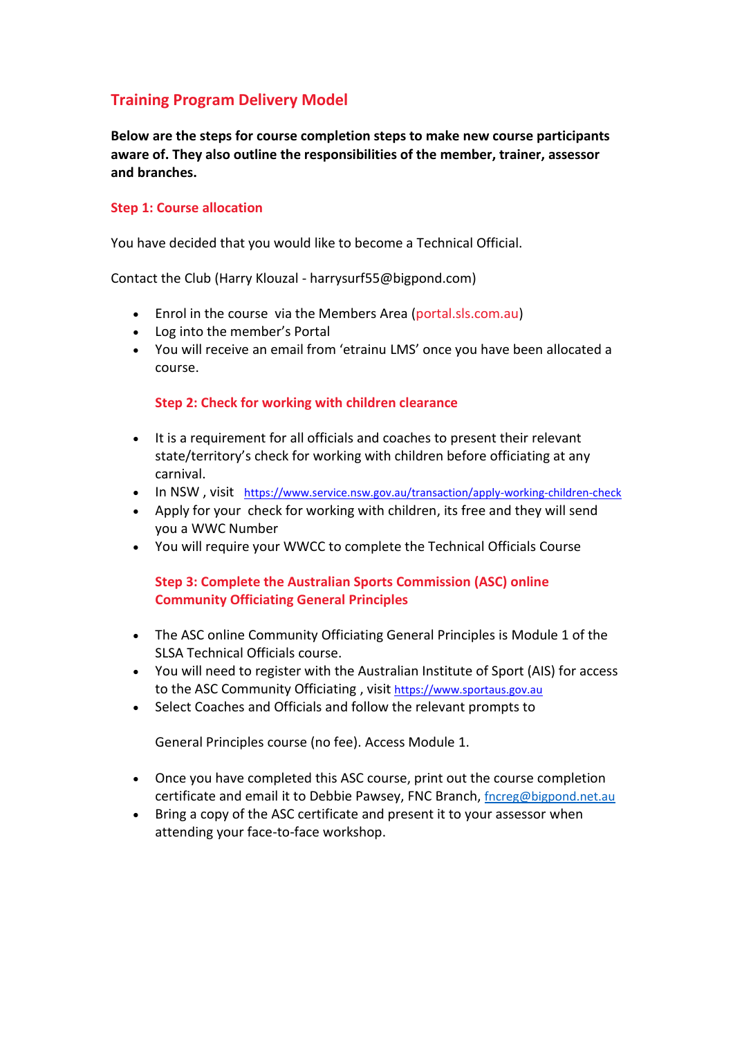## Training Program Delivery Model

**Below are the steps for course completion steps to make new course participants aware of. They also outline the responsibilities of the member, trainer, assessor and branches.**

### Step 1: Course allocation

You have decided that you would like to become a Technical Official.

Contact the Club (Harry Klouzal - harrysurf55@bigpond.com)

- Enrol in the course via the Members Area (portal.sls.com.au)
- Log into the member's Portal
- You will receive an email from 'etrainu LMS' once you have been allocated a course.

### Step 2: Check for working with children clearance

- It is a requirement for all officials and coaches to present their relevant state/territory's check for working with children before officiating at any carnival.
- In NSW , visit https://www.service.nsw.gov.au/transaction/apply-working-children-check
- Apply for your check for working with children, its free and they will send you a WWC Number
- You will require your WWCC to complete the Technical Officials Course

### Step 3: Complete the Australian Sports Commission (ASC) online Community Officiating General Principles

- The ASC online Community Officiating General Principles is Module 1 of the SLSA Technical Officials course.
- You will need to register with the Australian Institute of Sport (AIS) for access to the ASC Community Officiating , visit https://www.sportaus.gov.au
- Select Coaches and Officials and follow the relevant prompts to

  General Principles course (no fee). Access Module 1.

- Once you have completed this ASC course, print out the course completion certificate and email it to Debbie Pawsey, FNC Branch, fncreg@bigpond.net.au
- Bring a copy of the ASC certificate and present it to your assessor when attending your face-to-face workshop.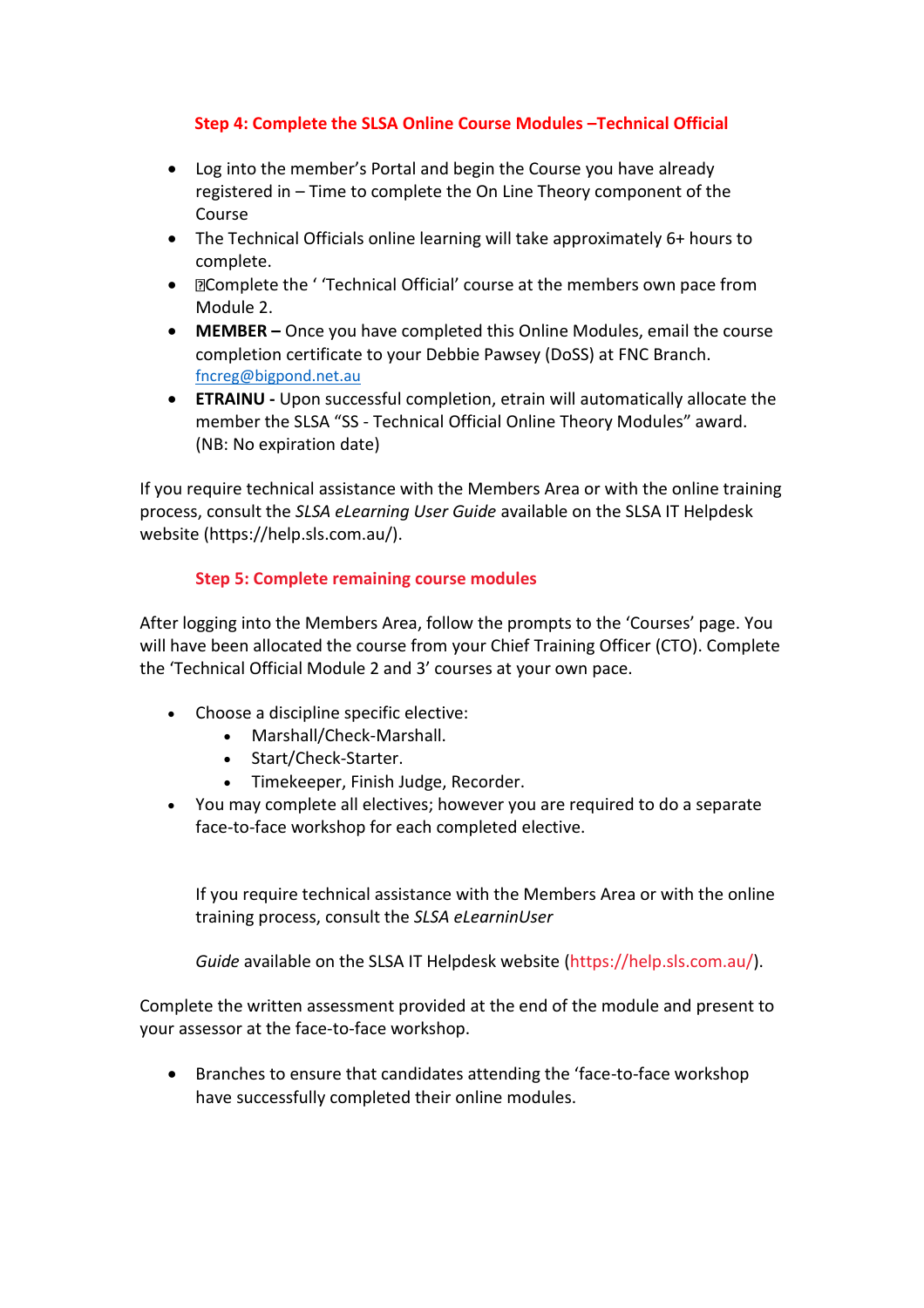## Step 4: Complete the SLSA Online Course Modules –Technical Official

- Log into the member's Portal and begin the Course you have already registered in – Time to complete the On Line Theory component of the Course
- The Technical Officials online learning will take approximately 6+ hours to complete.
- Complete the ' 'Technical Official' course at the members own pace from Module 2.
- **MEMBER –** Once you have completed this Online Modules, email the course completion certificate to your Debbie Pawsey (DoSS) at FNC Branch. fncreg@bigpond.net.au
- **ETRAINU -** Upon successful completion, etrain will automatically allocate the member the SLSA "SS - Technical Official Online Theory Modules" award. (NB: No expiration date)

If you require technical assistance with the Members Area or with the online training process, consult the *SLSA eLearning User Guide* available on the SLSA IT Helpdesk website (https://help.sls.com.au/).

## Step 5: Complete remaining course modules

After logging into the Members Area, follow the prompts to the 'Courses' page. You will have been allocated the course from your Chief Training Officer (CTO). Complete the 'Technical Official Module 2 and 3' courses at your own pace.

- Choose a discipline specific elective:
  - Marshall/Check-Marshall.
  - Start/Check-Starter.
  - Timekeeper, Finish Judge, Recorder.
- You may complete all electives; however you are required to do a separate face-to-face workshop for each completed elective.

If you require technical assistance with the Members Area or with the online training process, consult the *SLSA eLearninUser*

*Guide* available on the SLSA IT Helpdesk website (https://help.sls.com.au/).

Complete the written assessment provided at the end of the module and present to your assessor at the face-to-face workshop.

- Branches to ensure that candidates attending the 'face-to-face workshop have successfully completed their online modules.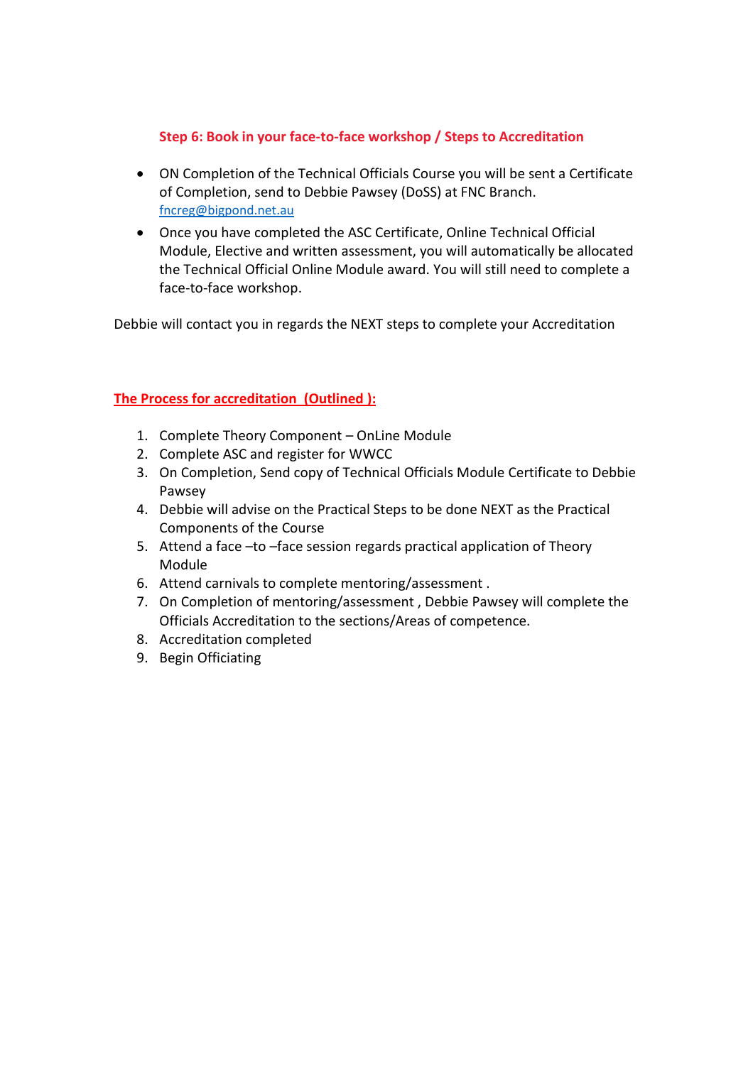### Step 6: Book in your face-to-face workshop / Steps to Accreditation

- ON Completion of the Technical Officials Course you will be sent a Certificate of Completion, send to Debbie Pawsey (DoSS) at FNC Branch. [fncreg@bigpond.net.au](mailto:fncreg@bigpond.net.au)
- Once you have completed the ASC Certificate, Online Technical Official Module, Elective and written assessment, you will automatically be allocated the Technical Official Online Module award. You will still need to complete a face-to-face workshop.

Debbie will contact you in regards the NEXT steps to complete your Accreditation

**The Process for accreditation (Outlined ):**

1. Complete Theory Component – OnLine Module
2. Complete ASC and register for WWCC
3. On Completion, Send copy of Technical Officials Module Certificate to Debbie Pawsey
4. Debbie will advise on the Practical Steps to be done NEXT as the Practical Components of the Course
5. Attend a face –to –face session regards practical application of Theory Module
6. Attend carnivals to complete mentoring/assessment .
7. On Completion of mentoring/assessment , Debbie Pawsey will complete the Officials Accreditation to the sections/Areas of competence.
8. Accreditation completed
9. Begin Officiating